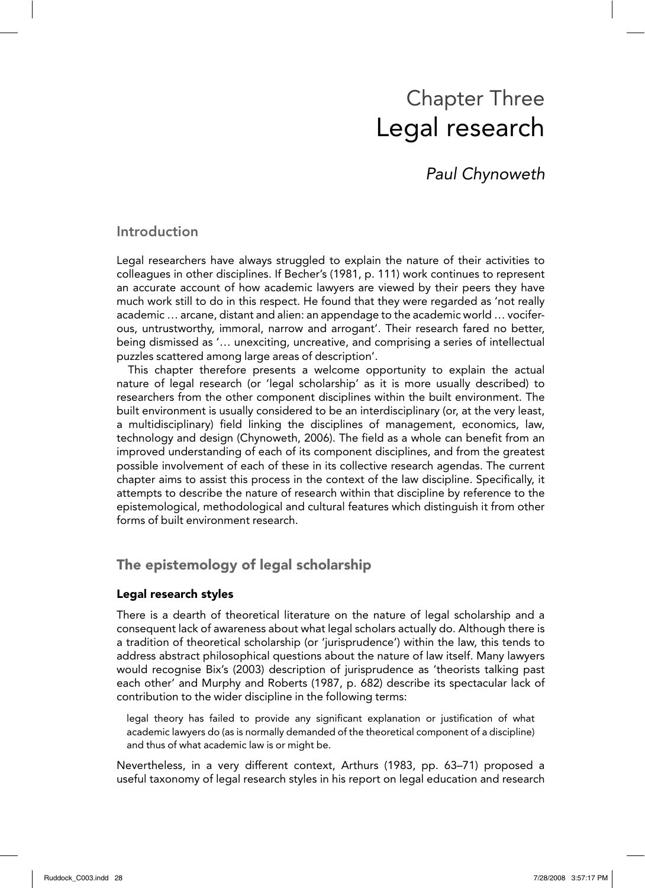# Chapter Three
# Legal research

*Paul Chynoweth*

## Introduction

Legal researchers have always struggled to explain the nature of their activities to colleagues in other disciplines. If Becher's (1981, p. 111) work continues to represent an accurate account of how academic lawyers are viewed by their peers they have much work still to do in this respect. He found that they were regarded as 'not really academic … arcane, distant and alien: an appendage to the academic world … vociferous, untrustworthy, immoral, narrow and arrogant'. Their research fared no better, being dismissed as '… unexciting, uncreative, and comprising a series of intellectual puzzles scattered among large areas of description'.

This chapter therefore presents a welcome opportunity to explain the actual nature of legal research (or 'legal scholarship' as it is more usually described) to researchers from the other component disciplines within the built environment. The built environment is usually considered to be an interdisciplinary (or, at the very least, a multidisciplinary) field linking the disciplines of management, economics, law, technology and design (Chynoweth, 2006). The field as a whole can benefit from an improved understanding of each of its component disciplines, and from the greatest possible involvement of each of these in its collective research agendas. The current chapter aims to assist this process in the context of the law discipline. Specifically, it attempts to describe the nature of research within that discipline by reference to the epistemological, methodological and cultural features which distinguish it from other forms of built environment research.

## The epistemology of legal scholarship

### Legal research styles

There is a dearth of theoretical literature on the nature of legal scholarship and a consequent lack of awareness about what legal scholars actually do. Although there is a tradition of theoretical scholarship (or 'jurisprudence') within the law, this tends to address abstract philosophical questions about the nature of law itself. Many lawyers would recognise Bix's (2003) description of jurisprudence as 'theorists talking past each other' and Murphy and Roberts (1987, p. 682) describe its spectacular lack of contribution to the wider discipline in the following terms:

> legal theory has failed to provide any significant explanation or justification of what academic lawyers do (as is normally demanded of the theoretical component of a discipline) and thus of what academic law is or might be.

Nevertheless, in a very different context, Arthurs (1983, pp. 63–71) proposed a useful taxonomy of legal research styles in his report on legal education and research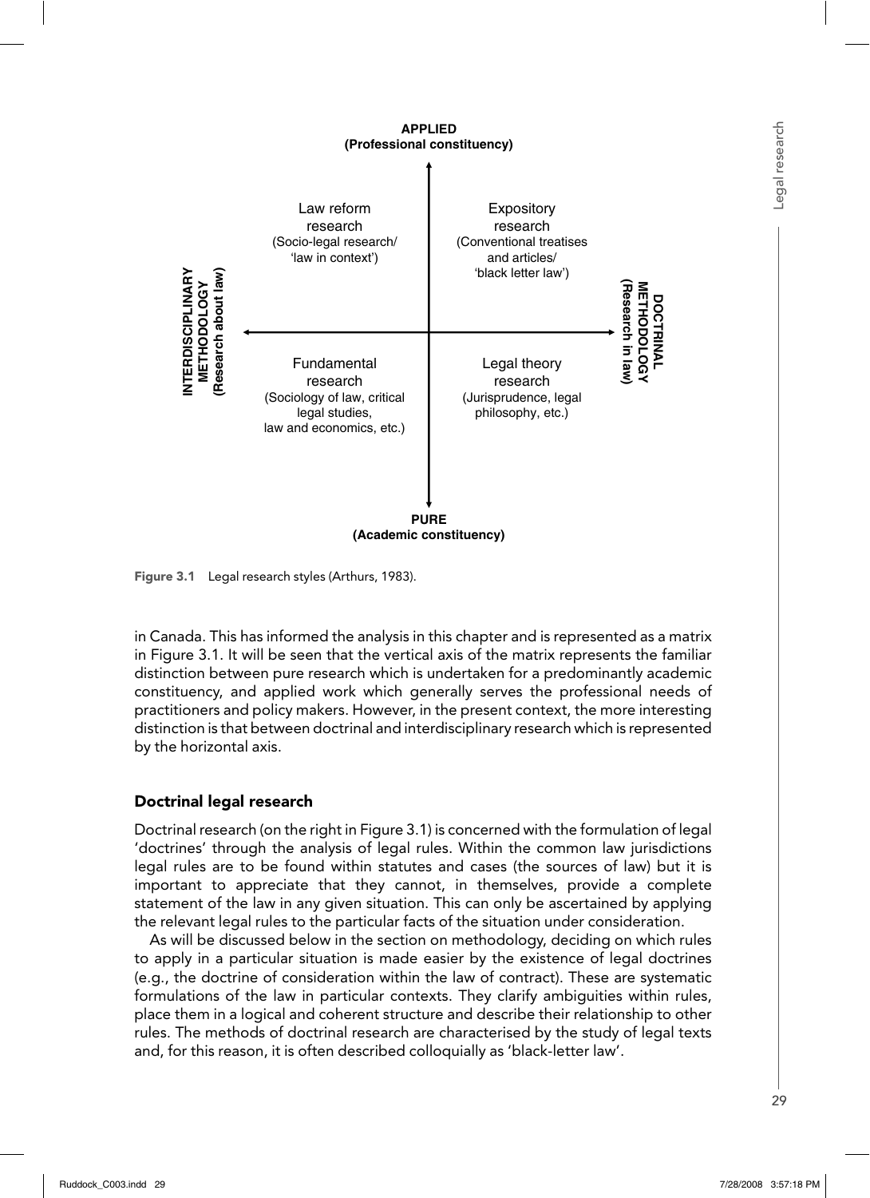**APPLIED**
**(Professional constituency)**

**INTERDISCIPLINARY METHODOLOGY (Research about law)** ← → **DOCTRINAL METHODOLOGY (Research in law)**

| | |
|---|---|
| Law reform research (Socio-legal research/ 'law in context') | Expository research (Conventional treatises and articles/ 'black letter law') |
| Fundamental research (Sociology of law, critical legal studies, law and economics, etc.) | Legal theory research (Jurisprudence, legal philosophy, etc.) |

**PURE**
**(Academic constituency)**

**Figure 3.1** Legal research styles (Arthurs, 1983).

in Canada. This has informed the analysis in this chapter and is represented as a matrix in Figure 3.1. It will be seen that the vertical axis of the matrix represents the familiar distinction between pure research which is undertaken for a predominantly academic constituency, and applied work which generally serves the professional needs of practitioners and policy makers. However, in the present context, the more interesting distinction is that between doctrinal and interdisciplinary research which is represented by the horizontal axis.

## Doctrinal legal research

Doctrinal research (on the right in Figure 3.1) is concerned with the formulation of legal 'doctrines' through the analysis of legal rules. Within the common law jurisdictions legal rules are to be found within statutes and cases (the sources of law) but it is important to appreciate that they cannot, in themselves, provide a complete statement of the law in any given situation. This can only be ascertained by applying the relevant legal rules to the particular facts of the situation under consideration.

As will be discussed below in the section on methodology, deciding on which rules to apply in a particular situation is made easier by the existence of legal doctrines (e.g., the doctrine of consideration within the law of contract). These are systematic formulations of the law in particular contexts. They clarify ambiguities within rules, place them in a logical and coherent structure and describe their relationship to other rules. The methods of doctrinal research are characterised by the study of legal texts and, for this reason, it is often described colloquially as 'black-letter law'.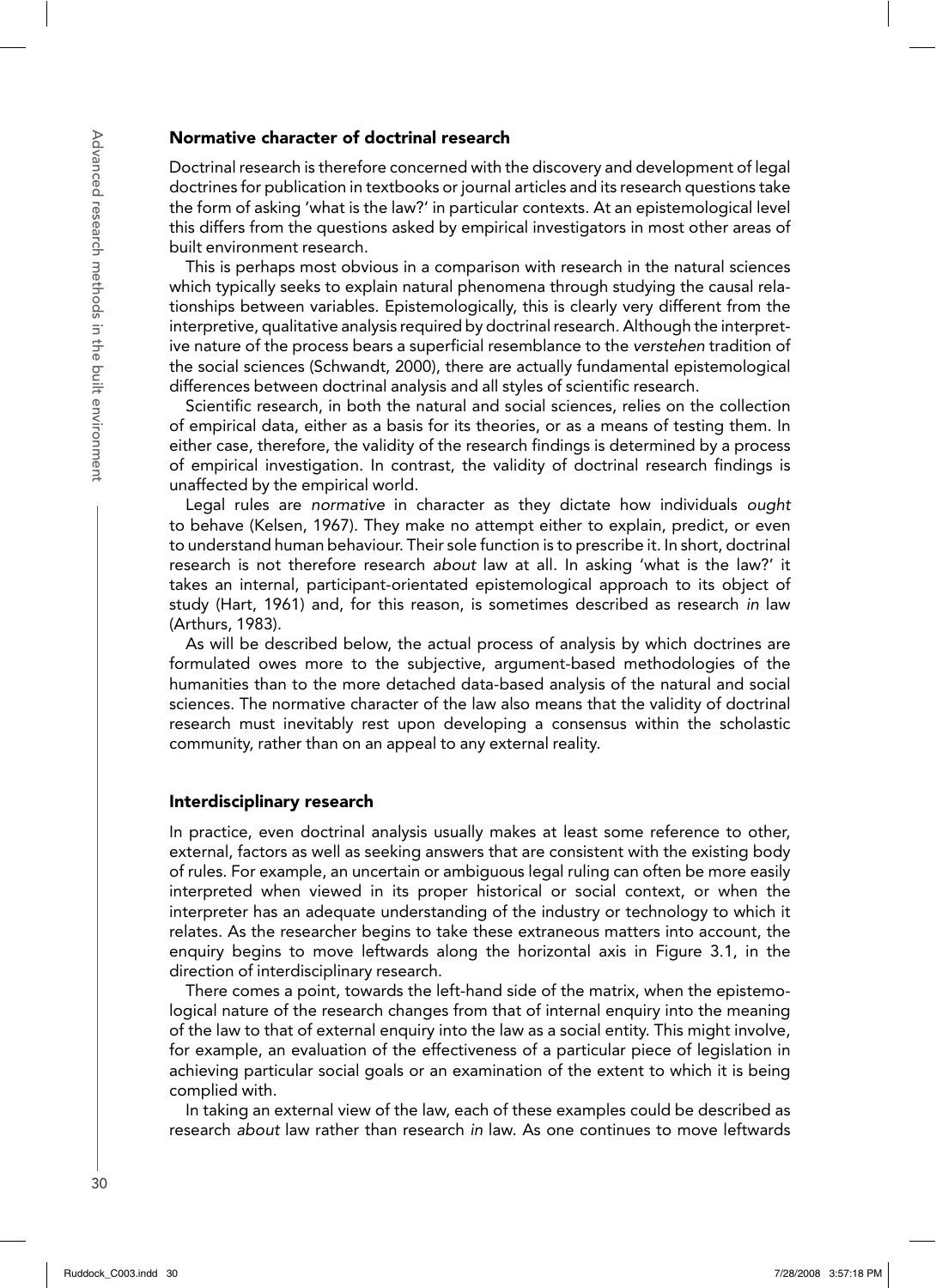## Normative character of doctrinal research

Doctrinal research is therefore concerned with the discovery and development of legal doctrines for publication in textbooks or journal articles and its research questions take the form of asking 'what is the law?' in particular contexts. At an epistemological level this differs from the questions asked by empirical investigators in most other areas of built environment research.

This is perhaps most obvious in a comparison with research in the natural sciences which typically seeks to explain natural phenomena through studying the causal relationships between variables. Epistemologically, this is clearly very different from the interpretive, qualitative analysis required by doctrinal research. Although the interpretive nature of the process bears a superficial resemblance to the *verstehen* tradition of the social sciences (Schwandt, 2000), there are actually fundamental epistemological differences between doctrinal analysis and all styles of scientific research.

Scientific research, in both the natural and social sciences, relies on the collection of empirical data, either as a basis for its theories, or as a means of testing them. In either case, therefore, the validity of the research findings is determined by a process of empirical investigation. In contrast, the validity of doctrinal research findings is unaffected by the empirical world.

Legal rules are *normative* in character as they dictate how individuals *ought* to behave (Kelsen, 1967). They make no attempt either to explain, predict, or even to understand human behaviour. Their sole function is to prescribe it. In short, doctrinal research is not therefore research *about* law at all. In asking 'what is the law?' it takes an internal, participant-orientated epistemological approach to its object of study (Hart, 1961) and, for this reason, is sometimes described as research *in* law (Arthurs, 1983).

As will be described below, the actual process of analysis by which doctrines are formulated owes more to the subjective, argument-based methodologies of the humanities than to the more detached data-based analysis of the natural and social sciences. The normative character of the law also means that the validity of doctrinal research must inevitably rest upon developing a consensus within the scholastic community, rather than on an appeal to any external reality.

## Interdisciplinary research

In practice, even doctrinal analysis usually makes at least some reference to other, external, factors as well as seeking answers that are consistent with the existing body of rules. For example, an uncertain or ambiguous legal ruling can often be more easily interpreted when viewed in its proper historical or social context, or when the interpreter has an adequate understanding of the industry or technology to which it relates. As the researcher begins to take these extraneous matters into account, the enquiry begins to move leftwards along the horizontal axis in Figure 3.1, in the direction of interdisciplinary research.

There comes a point, towards the left-hand side of the matrix, when the epistemological nature of the research changes from that of internal enquiry into the meaning of the law to that of external enquiry into the law as a social entity. This might involve, for example, an evaluation of the effectiveness of a particular piece of legislation in achieving particular social goals or an examination of the extent to which it is being complied with.

In taking an external view of the law, each of these examples could be described as research *about* law rather than research *in* law. As one continues to move leftwards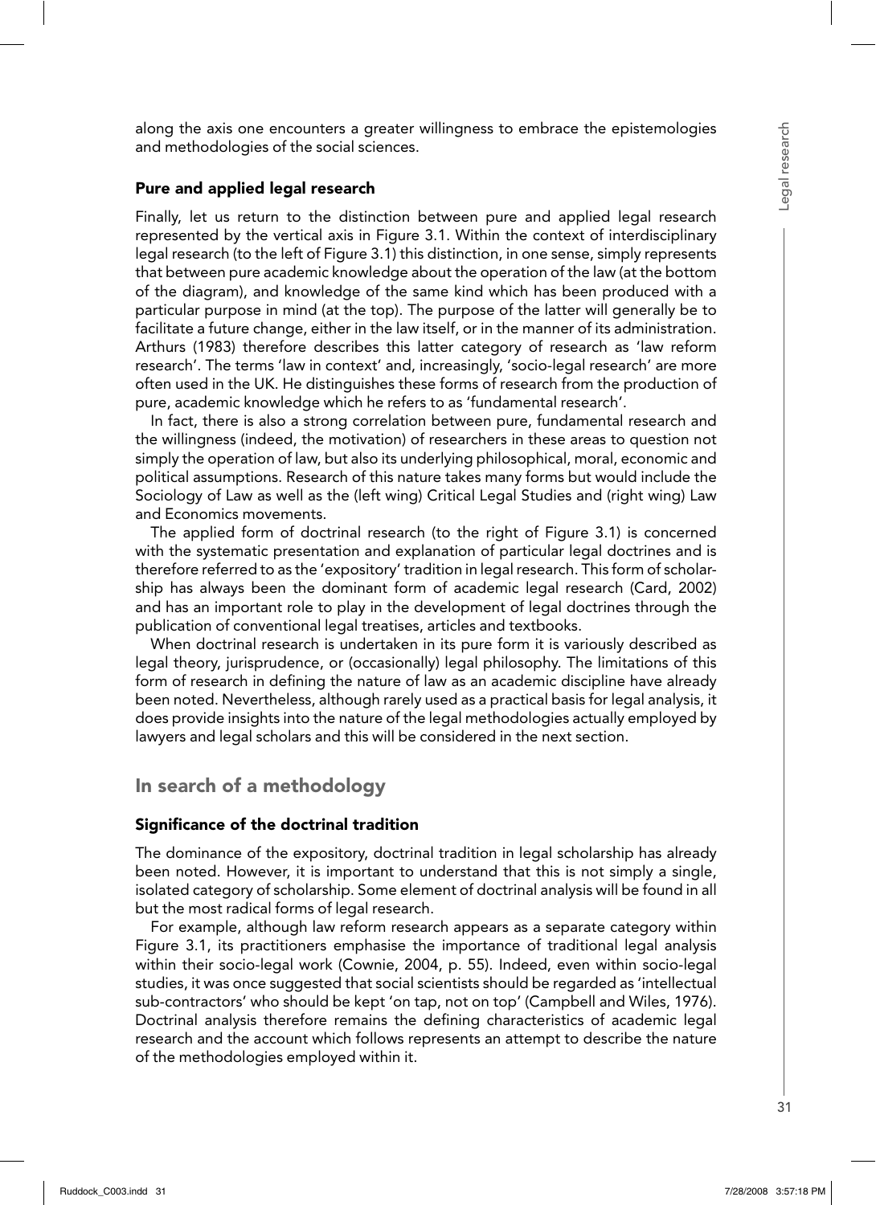along the axis one encounters a greater willingness to embrace the epistemologies and methodologies of the social sciences.

### Pure and applied legal research

Finally, let us return to the distinction between pure and applied legal research represented by the vertical axis in Figure 3.1. Within the context of interdisciplinary legal research (to the left of Figure 3.1) this distinction, in one sense, simply represents that between pure academic knowledge about the operation of the law (at the bottom of the diagram), and knowledge of the same kind which has been produced with a particular purpose in mind (at the top). The purpose of the latter will generally be to facilitate a future change, either in the law itself, or in the manner of its administration. Arthurs (1983) therefore describes this latter category of research as 'law reform research'. The terms 'law in context' and, increasingly, 'socio-legal research' are more often used in the UK. He distinguishes these forms of research from the production of pure, academic knowledge which he refers to as 'fundamental research'.

In fact, there is also a strong correlation between pure, fundamental research and the willingness (indeed, the motivation) of researchers in these areas to question not simply the operation of law, but also its underlying philosophical, moral, economic and political assumptions. Research of this nature takes many forms but would include the Sociology of Law as well as the (left wing) Critical Legal Studies and (right wing) Law and Economics movements.

The applied form of doctrinal research (to the right of Figure 3.1) is concerned with the systematic presentation and explanation of particular legal doctrines and is therefore referred to as the 'expository' tradition in legal research. This form of scholarship has always been the dominant form of academic legal research (Card, 2002) and has an important role to play in the development of legal doctrines through the publication of conventional legal treatises, articles and textbooks.

When doctrinal research is undertaken in its pure form it is variously described as legal theory, jurisprudence, or (occasionally) legal philosophy. The limitations of this form of research in defining the nature of law as an academic discipline have already been noted. Nevertheless, although rarely used as a practical basis for legal analysis, it does provide insights into the nature of the legal methodologies actually employed by lawyers and legal scholars and this will be considered in the next section.

## In search of a methodology

### Significance of the doctrinal tradition

The dominance of the expository, doctrinal tradition in legal scholarship has already been noted. However, it is important to understand that this is not simply a single, isolated category of scholarship. Some element of doctrinal analysis will be found in all but the most radical forms of legal research.

For example, although law reform research appears as a separate category within Figure 3.1, its practitioners emphasise the importance of traditional legal analysis within their socio-legal work (Cownie, 2004, p. 55). Indeed, even within socio-legal studies, it was once suggested that social scientists should be regarded as 'intellectual sub-contractors' who should be kept 'on tap, not on top' (Campbell and Wiles, 1976). Doctrinal analysis therefore remains the defining characteristics of academic legal research and the account which follows represents an attempt to describe the nature of the methodologies employed within it.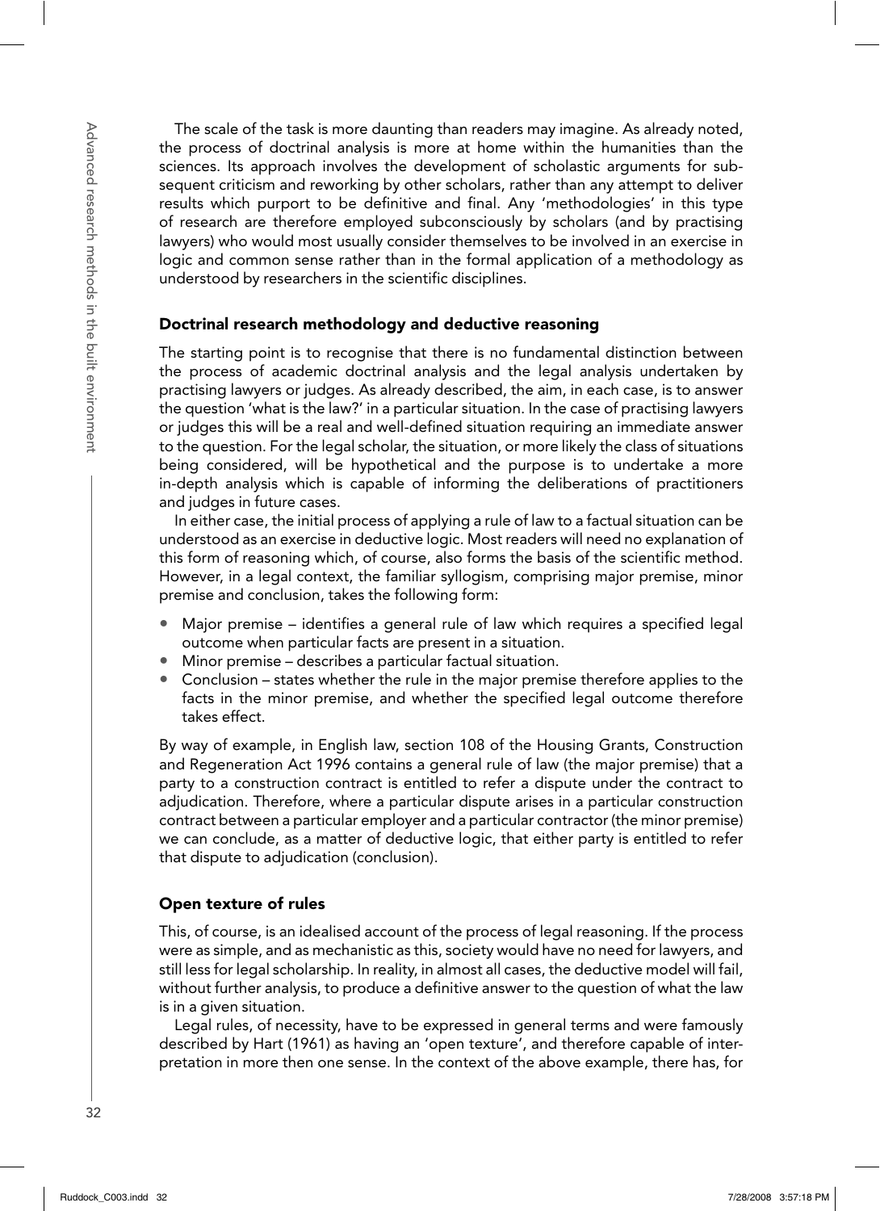The scale of the task is more daunting than readers may imagine. As already noted, the process of doctrinal analysis is more at home within the humanities than the sciences. Its approach involves the development of scholastic arguments for subsequent criticism and reworking by other scholars, rather than any attempt to deliver results which purport to be definitive and final. Any 'methodologies' in this type of research are therefore employed subconsciously by scholars (and by practising lawyers) who would most usually consider themselves to be involved in an exercise in logic and common sense rather than in the formal application of a methodology as understood by researchers in the scientific disciplines.

### Doctrinal research methodology and deductive reasoning

The starting point is to recognise that there is no fundamental distinction between the process of academic doctrinal analysis and the legal analysis undertaken by practising lawyers or judges. As already described, the aim, in each case, is to answer the question 'what is the law?' in a particular situation. In the case of practising lawyers or judges this will be a real and well-defined situation requiring an immediate answer to the question. For the legal scholar, the situation, or more likely the class of situations being considered, will be hypothetical and the purpose is to undertake a more in-depth analysis which is capable of informing the deliberations of practitioners and judges in future cases.

In either case, the initial process of applying a rule of law to a factual situation can be understood as an exercise in deductive logic. Most readers will need no explanation of this form of reasoning which, of course, also forms the basis of the scientific method. However, in a legal context, the familiar syllogism, comprising major premise, minor premise and conclusion, takes the following form:

- Major premise – identifies a general rule of law which requires a specified legal outcome when particular facts are present in a situation.
- Minor premise – describes a particular factual situation.
- Conclusion – states whether the rule in the major premise therefore applies to the facts in the minor premise, and whether the specified legal outcome therefore takes effect.

By way of example, in English law, section 108 of the Housing Grants, Construction and Regeneration Act 1996 contains a general rule of law (the major premise) that a party to a construction contract is entitled to refer a dispute under the contract to adjudication. Therefore, where a particular dispute arises in a particular construction contract between a particular employer and a particular contractor (the minor premise) we can conclude, as a matter of deductive logic, that either party is entitled to refer that dispute to adjudication (conclusion).

### Open texture of rules

This, of course, is an idealised account of the process of legal reasoning. If the process were as simple, and as mechanistic as this, society would have no need for lawyers, and still less for legal scholarship. In reality, in almost all cases, the deductive model will fail, without further analysis, to produce a definitive answer to the question of what the law is in a given situation.

Legal rules, of necessity, have to be expressed in general terms and were famously described by Hart (1961) as having an 'open texture', and therefore capable of interpretation in more then one sense. In the context of the above example, there has, for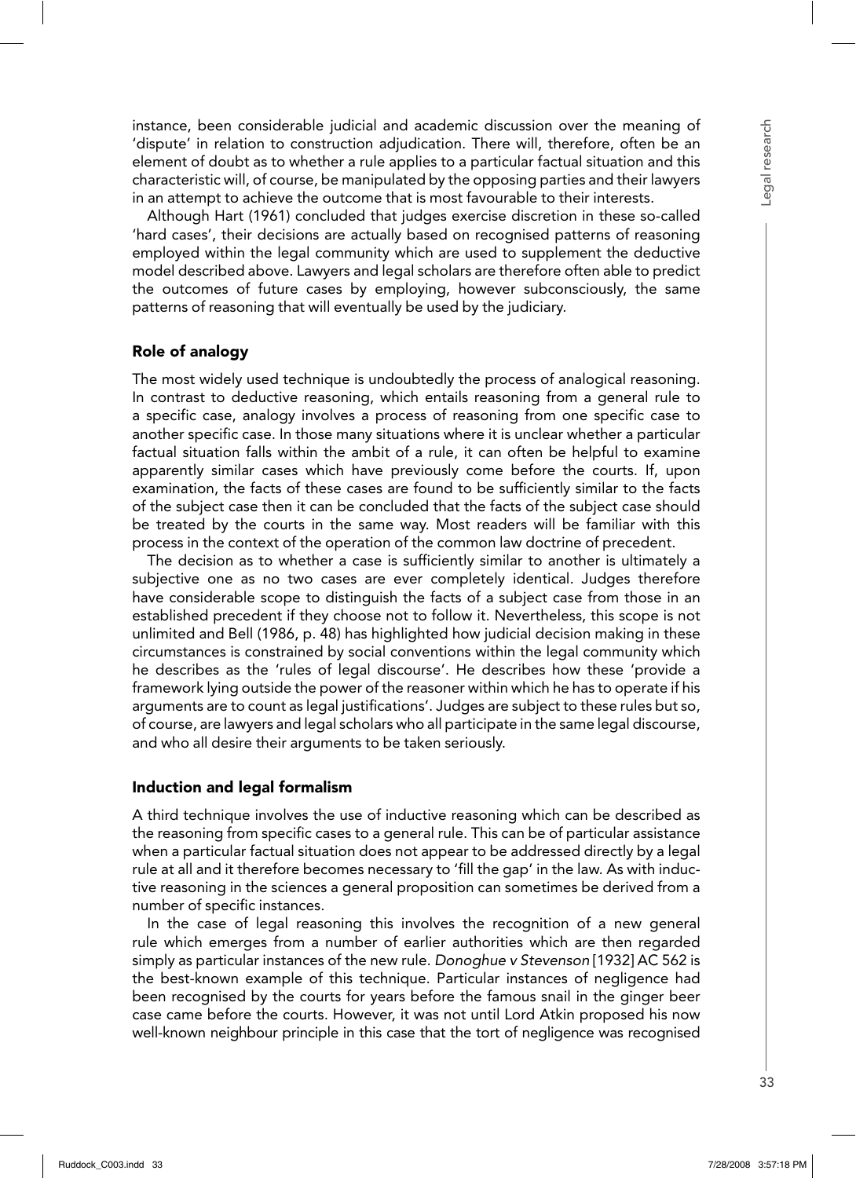instance, been considerable judicial and academic discussion over the meaning of 'dispute' in relation to construction adjudication. There will, therefore, often be an element of doubt as to whether a rule applies to a particular factual situation and this characteristic will, of course, be manipulated by the opposing parties and their lawyers in an attempt to achieve the outcome that is most favourable to their interests.

Although Hart (1961) concluded that judges exercise discretion in these so-called 'hard cases', their decisions are actually based on recognised patterns of reasoning employed within the legal community which are used to supplement the deductive model described above. Lawyers and legal scholars are therefore often able to predict the outcomes of future cases by employing, however subconsciously, the same patterns of reasoning that will eventually be used by the judiciary.

### Role of analogy

The most widely used technique is undoubtedly the process of analogical reasoning. In contrast to deductive reasoning, which entails reasoning from a general rule to a specific case, analogy involves a process of reasoning from one specific case to another specific case. In those many situations where it is unclear whether a particular factual situation falls within the ambit of a rule, it can often be helpful to examine apparently similar cases which have previously come before the courts. If, upon examination, the facts of these cases are found to be sufficiently similar to the facts of the subject case then it can be concluded that the facts of the subject case should be treated by the courts in the same way. Most readers will be familiar with this process in the context of the operation of the common law doctrine of precedent.

The decision as to whether a case is sufficiently similar to another is ultimately a subjective one as no two cases are ever completely identical. Judges therefore have considerable scope to distinguish the facts of a subject case from those in an established precedent if they choose not to follow it. Nevertheless, this scope is not unlimited and Bell (1986, p. 48) has highlighted how judicial decision making in these circumstances is constrained by social conventions within the legal community which he describes as the 'rules of legal discourse'. He describes how these 'provide a framework lying outside the power of the reasoner within which he has to operate if his arguments are to count as legal justifications'. Judges are subject to these rules but so, of course, are lawyers and legal scholars who all participate in the same legal discourse, and who all desire their arguments to be taken seriously.

### Induction and legal formalism

A third technique involves the use of inductive reasoning which can be described as the reasoning from specific cases to a general rule. This can be of particular assistance when a particular factual situation does not appear to be addressed directly by a legal rule at all and it therefore becomes necessary to 'fill the gap' in the law. As with inductive reasoning in the sciences a general proposition can sometimes be derived from a number of specific instances.

In the case of legal reasoning this involves the recognition of a new general rule which emerges from a number of earlier authorities which are then regarded simply as particular instances of the new rule. *Donoghue v Stevenson* [1932] AC 562 is the best-known example of this technique. Particular instances of negligence had been recognised by the courts for years before the famous snail in the ginger beer case came before the courts. However, it was not until Lord Atkin proposed his now well-known neighbour principle in this case that the tort of negligence was recognised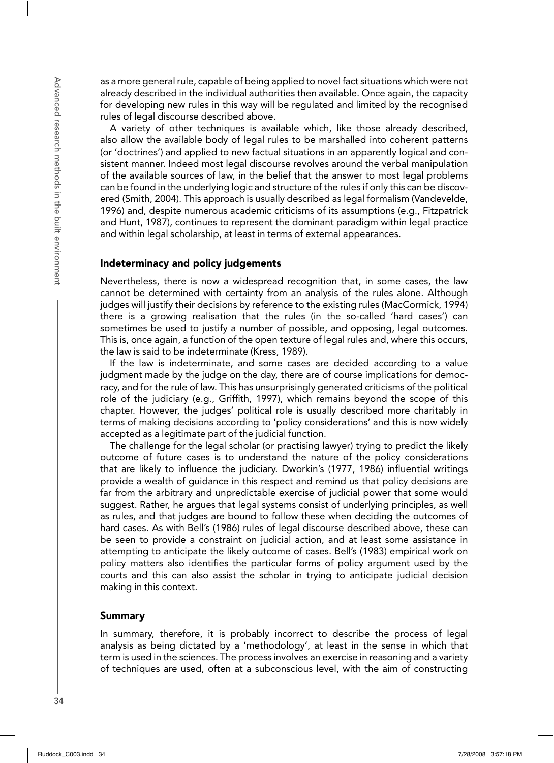as a more general rule, capable of being applied to novel fact situations which were not already described in the individual authorities then available. Once again, the capacity for developing new rules in this way will be regulated and limited by the recognised rules of legal discourse described above.

A variety of other techniques is available which, like those already described, also allow the available body of legal rules to be marshalled into coherent patterns (or 'doctrines') and applied to new factual situations in an apparently logical and consistent manner. Indeed most legal discourse revolves around the verbal manipulation of the available sources of law, in the belief that the answer to most legal problems can be found in the underlying logic and structure of the rules if only this can be discovered (Smith, 2004). This approach is usually described as legal formalism (Vandevelde, 1996) and, despite numerous academic criticisms of its assumptions (e.g., Fitzpatrick and Hunt, 1987), continues to represent the dominant paradigm within legal practice and within legal scholarship, at least in terms of external appearances.

## Indeterminacy and policy judgements

Nevertheless, there is now a widespread recognition that, in some cases, the law cannot be determined with certainty from an analysis of the rules alone. Although judges will justify their decisions by reference to the existing rules (MacCormick, 1994) there is a growing realisation that the rules (in the so-called 'hard cases') can sometimes be used to justify a number of possible, and opposing, legal outcomes. This is, once again, a function of the open texture of legal rules and, where this occurs, the law is said to be indeterminate (Kress, 1989).

If the law is indeterminate, and some cases are decided according to a value judgment made by the judge on the day, there are of course implications for democracy, and for the rule of law. This has unsurprisingly generated criticisms of the political role of the judiciary (e.g., Griffith, 1997), which remains beyond the scope of this chapter. However, the judges' political role is usually described more charitably in terms of making decisions according to 'policy considerations' and this is now widely accepted as a legitimate part of the judicial function.

The challenge for the legal scholar (or practising lawyer) trying to predict the likely outcome of future cases is to understand the nature of the policy considerations that are likely to influence the judiciary. Dworkin's (1977, 1986) influential writings provide a wealth of guidance in this respect and remind us that policy decisions are far from the arbitrary and unpredictable exercise of judicial power that some would suggest. Rather, he argues that legal systems consist of underlying principles, as well as rules, and that judges are bound to follow these when deciding the outcomes of hard cases. As with Bell's (1986) rules of legal discourse described above, these can be seen to provide a constraint on judicial action, and at least some assistance in attempting to anticipate the likely outcome of cases. Bell's (1983) empirical work on policy matters also identifies the particular forms of policy argument used by the courts and this can also assist the scholar in trying to anticipate judicial decision making in this context.

## Summary

In summary, therefore, it is probably incorrect to describe the process of legal analysis as being dictated by a 'methodology', at least in the sense in which that term is used in the sciences. The process involves an exercise in reasoning and a variety of techniques are used, often at a subconscious level, with the aim of constructing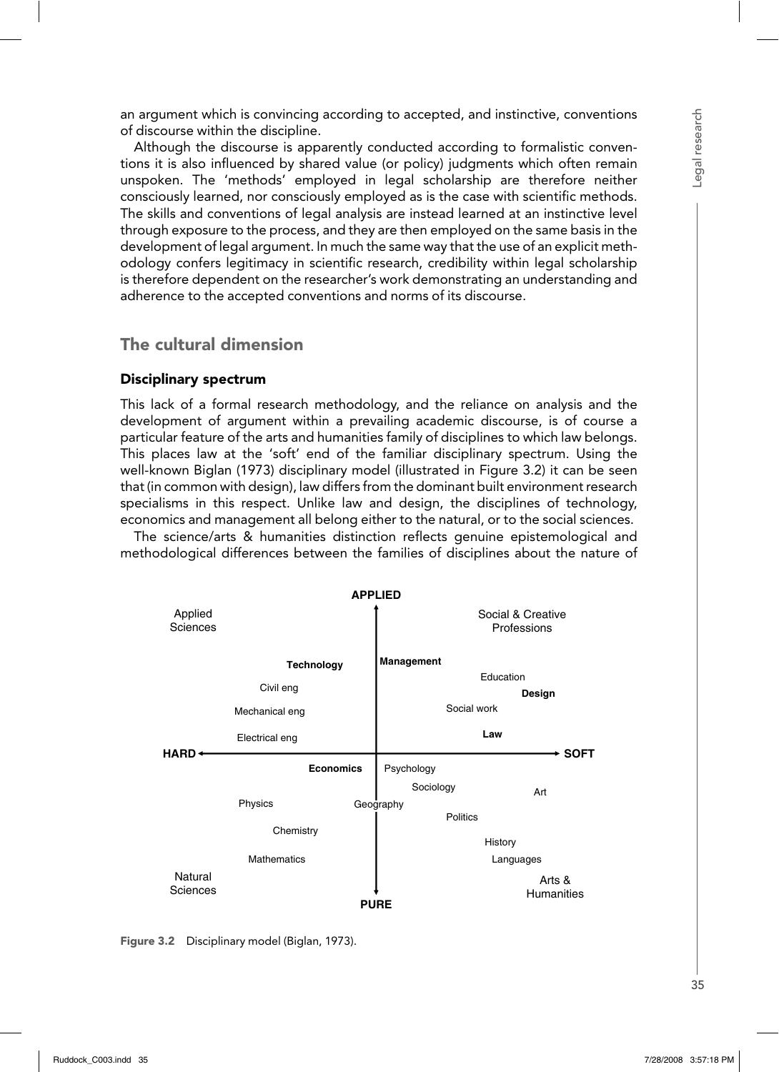an argument which is convincing according to accepted, and instinctive, conventions of discourse within the discipline.

Although the discourse is apparently conducted according to formalistic conventions it is also influenced by shared value (or policy) judgments which often remain unspoken. The 'methods' employed in legal scholarship are therefore neither consciously learned, nor consciously employed as is the case with scientific methods. The skills and conventions of legal analysis are instead learned at an instinctive level through exposure to the process, and they are then employed on the same basis in the development of legal argument. In much the same way that the use of an explicit methodology confers legitimacy in scientific research, credibility within legal scholarship is therefore dependent on the researcher's work demonstrating an understanding and adherence to the accepted conventions and norms of its discourse.

## The cultural dimension

### Disciplinary spectrum

This lack of a formal research methodology, and the reliance on analysis and the development of argument within a prevailing academic discourse, is of course a particular feature of the arts and humanities family of disciplines to which law belongs. This places law at the 'soft' end of the familiar disciplinary spectrum. Using the well-known Biglan (1973) disciplinary model (illustrated in Figure 3.2) it can be seen that (in common with design), law differs from the dominant built environment research specialisms in this respect. Unlike law and design, the disciplines of technology, economics and management all belong either to the natural, or to the social sciences.

The science/arts & humanities distinction reflects genuine epistemological and methodological differences between the families of disciplines about the nature of

APPLIED
Applied Sciences
Social & Creative Professions
Technology
Management
Education
Civil eng
Design
Mechanical eng
Social work
Electrical eng
Law
HARD
SOFT
Economics
Psychology
Sociology
Art
Physics
Geography
Politics
Chemistry
History
Mathematics
Languages
Natural Sciences
Arts & Humanities
PURE

**Figure 3.2** Disciplinary model (Biglan, 1973).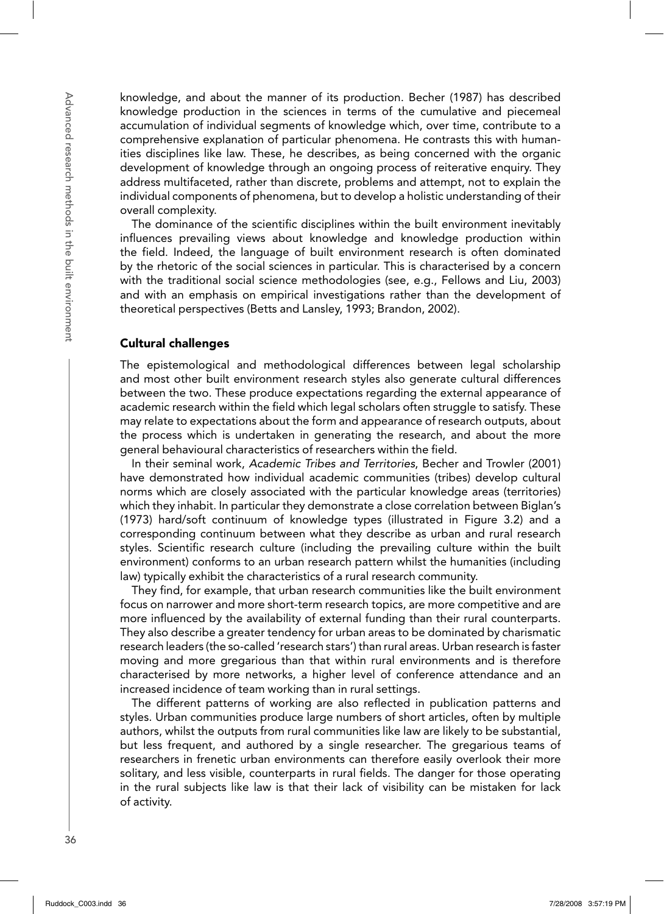knowledge, and about the manner of its production. Becher (1987) has described knowledge production in the sciences in terms of the cumulative and piecemeal accumulation of individual segments of knowledge which, over time, contribute to a comprehensive explanation of particular phenomena. He contrasts this with humanities disciplines like law. These, he describes, as being concerned with the organic development of knowledge through an ongoing process of reiterative enquiry. They address multifaceted, rather than discrete, problems and attempt, not to explain the individual components of phenomena, but to develop a holistic understanding of their overall complexity.

The dominance of the scientific disciplines within the built environment inevitably influences prevailing views about knowledge and knowledge production within the field. Indeed, the language of built environment research is often dominated by the rhetoric of the social sciences in particular. This is characterised by a concern with the traditional social science methodologies (see, e.g., Fellows and Liu, 2003) and with an emphasis on empirical investigations rather than the development of theoretical perspectives (Betts and Lansley, 1993; Brandon, 2002).

## Cultural challenges

The epistemological and methodological differences between legal scholarship and most other built environment research styles also generate cultural differences between the two. These produce expectations regarding the external appearance of academic research within the field which legal scholars often struggle to satisfy. These may relate to expectations about the form and appearance of research outputs, about the process which is undertaken in generating the research, and about the more general behavioural characteristics of researchers within the field.

In their seminal work, *Academic Tribes and Territories*, Becher and Trowler (2001) have demonstrated how individual academic communities (tribes) develop cultural norms which are closely associated with the particular knowledge areas (territories) which they inhabit. In particular they demonstrate a close correlation between Biglan's (1973) hard/soft continuum of knowledge types (illustrated in Figure 3.2) and a corresponding continuum between what they describe as urban and rural research styles. Scientific research culture (including the prevailing culture within the built environment) conforms to an urban research pattern whilst the humanities (including law) typically exhibit the characteristics of a rural research community.

They find, for example, that urban research communities like the built environment focus on narrower and more short-term research topics, are more competitive and are more influenced by the availability of external funding than their rural counterparts. They also describe a greater tendency for urban areas to be dominated by charismatic research leaders (the so-called 'research stars') than rural areas. Urban research is faster moving and more gregarious than that within rural environments and is therefore characterised by more networks, a higher level of conference attendance and an increased incidence of team working than in rural settings.

The different patterns of working are also reflected in publication patterns and styles. Urban communities produce large numbers of short articles, often by multiple authors, whilst the outputs from rural communities like law are likely to be substantial, but less frequent, and authored by a single researcher. The gregarious teams of researchers in frenetic urban environments can therefore easily overlook their more solitary, and less visible, counterparts in rural fields. The danger for those operating in the rural subjects like law is that their lack of visibility can be mistaken for lack of activity.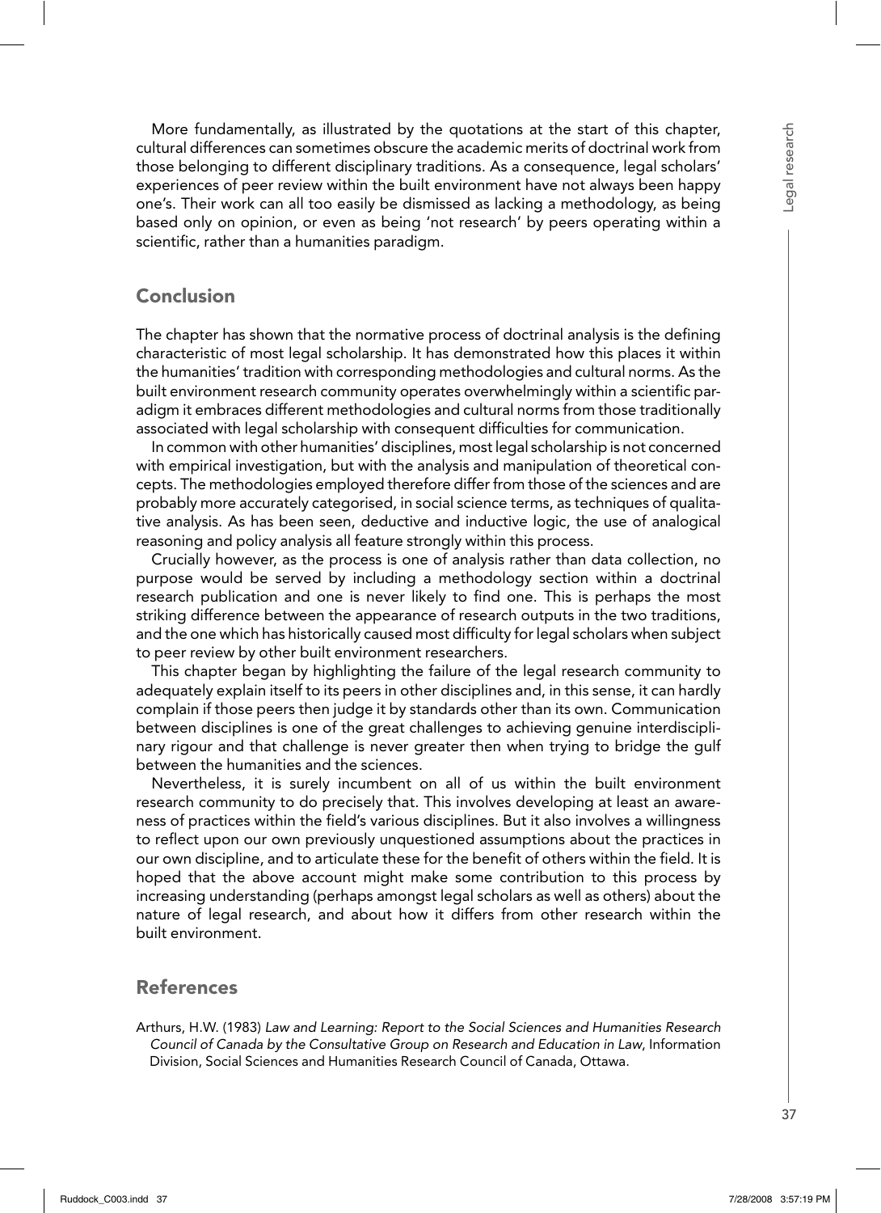More fundamentally, as illustrated by the quotations at the start of this chapter, cultural differences can sometimes obscure the academic merits of doctrinal work from those belonging to different disciplinary traditions. As a consequence, legal scholars' experiences of peer review within the built environment have not always been happy one's. Their work can all too easily be dismissed as lacking a methodology, as being based only on opinion, or even as being 'not research' by peers operating within a scientific, rather than a humanities paradigm.

## Conclusion

The chapter has shown that the normative process of doctrinal analysis is the defining characteristic of most legal scholarship. It has demonstrated how this places it within the humanities' tradition with corresponding methodologies and cultural norms. As the built environment research community operates overwhelmingly within a scientific paradigm it embraces different methodologies and cultural norms from those traditionally associated with legal scholarship with consequent difficulties for communication.

In common with other humanities' disciplines, most legal scholarship is not concerned with empirical investigation, but with the analysis and manipulation of theoretical concepts. The methodologies employed therefore differ from those of the sciences and are probably more accurately categorised, in social science terms, as techniques of qualitative analysis. As has been seen, deductive and inductive logic, the use of analogical reasoning and policy analysis all feature strongly within this process.

Crucially however, as the process is one of analysis rather than data collection, no purpose would be served by including a methodology section within a doctrinal research publication and one is never likely to find one. This is perhaps the most striking difference between the appearance of research outputs in the two traditions, and the one which has historically caused most difficulty for legal scholars when subject to peer review by other built environment researchers.

This chapter began by highlighting the failure of the legal research community to adequately explain itself to its peers in other disciplines and, in this sense, it can hardly complain if those peers then judge it by standards other than its own. Communication between disciplines is one of the great challenges to achieving genuine interdisciplinary rigour and that challenge is never greater then when trying to bridge the gulf between the humanities and the sciences.

Nevertheless, it is surely incumbent on all of us within the built environment research community to do precisely that. This involves developing at least an awareness of practices within the field's various disciplines. But it also involves a willingness to reflect upon our own previously unquestioned assumptions about the practices in our own discipline, and to articulate these for the benefit of others within the field. It is hoped that the above account might make some contribution to this process by increasing understanding (perhaps amongst legal scholars as well as others) about the nature of legal research, and about how it differs from other research within the built environment.

## References

Arthurs, H.W. (1983) *Law and Learning: Report to the Social Sciences and Humanities Research Council of Canada by the Consultative Group on Research and Education in Law*, Information Division, Social Sciences and Humanities Research Council of Canada, Ottawa.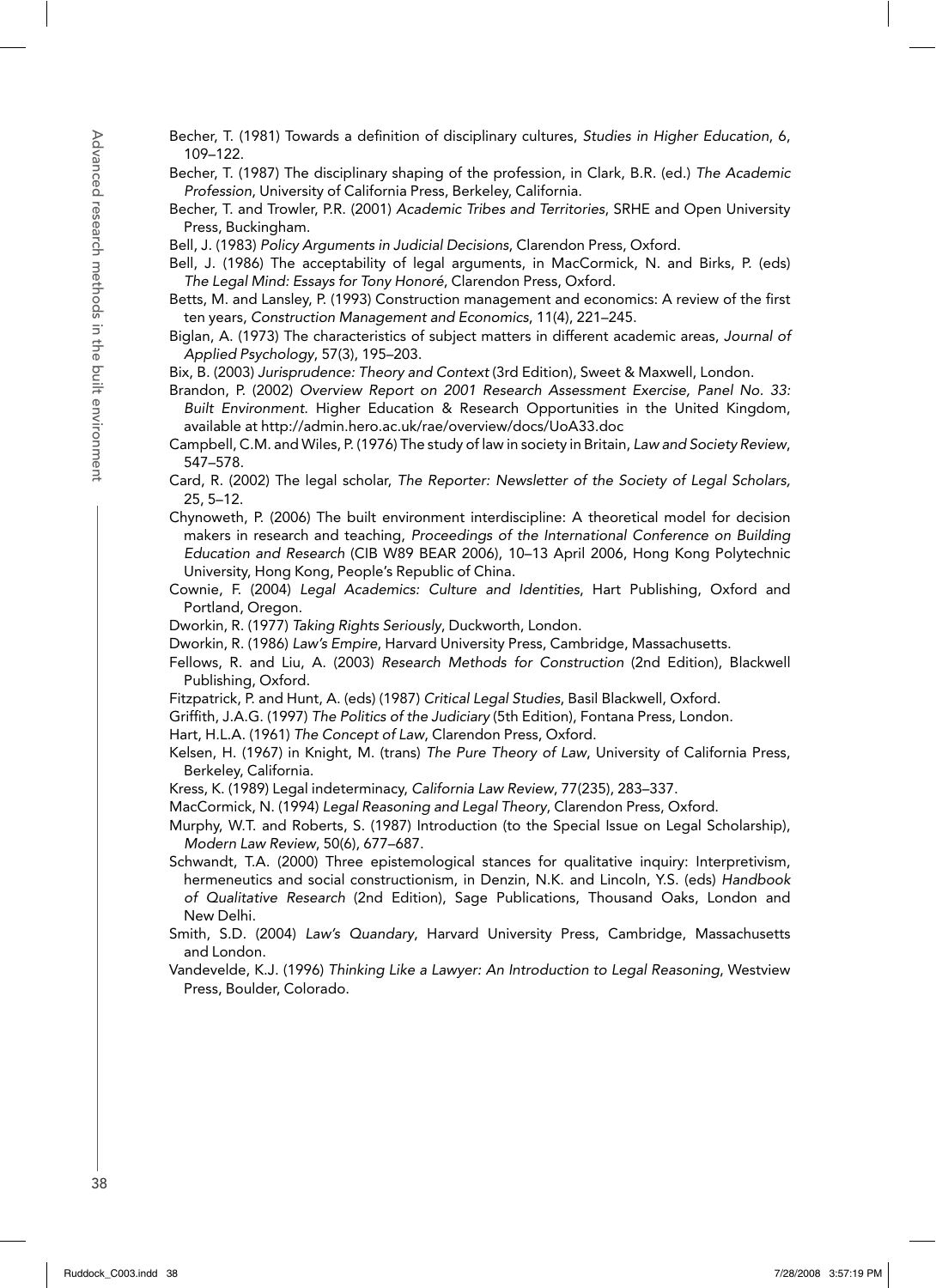Becher, T. (1981) Towards a definition of disciplinary cultures, *Studies in Higher Education*, 6, 109–122.

Becher, T. (1987) The disciplinary shaping of the profession, in Clark, B.R. (ed.) *The Academic Profession*, University of California Press, Berkeley, California.

Becher, T. and Trowler, P.R. (2001) *Academic Tribes and Territories*, SRHE and Open University Press, Buckingham.

Bell, J. (1983) *Policy Arguments in Judicial Decisions*, Clarendon Press, Oxford.

Bell, J. (1986) The acceptability of legal arguments, in MacCormick, N. and Birks, P. (eds) *The Legal Mind: Essays for Tony Honoré*, Clarendon Press, Oxford.

Betts, M. and Lansley, P. (1993) Construction management and economics: A review of the first ten years, *Construction Management and Economics*, 11(4), 221–245.

Biglan, A. (1973) The characteristics of subject matters in different academic areas, *Journal of Applied Psychology*, 57(3), 195–203.

Bix, B. (2003) *Jurisprudence: Theory and Context* (3rd Edition), Sweet & Maxwell, London.

Brandon, P. (2002) *Overview Report on 2001 Research Assessment Exercise, Panel No. 33: Built Environment*. Higher Education & Research Opportunities in the United Kingdom, available at http://admin.hero.ac.uk/rae/overview/docs/UoA33.doc

Campbell, C.M. and Wiles, P. (1976) The study of law in society in Britain, *Law and Society Review*, 547–578.

Card, R. (2002) The legal scholar, *The Reporter: Newsletter of the Society of Legal Scholars,* 25, 5–12.

Chynoweth, P. (2006) The built environment interdiscipline: A theoretical model for decision makers in research and teaching, *Proceedings of the International Conference on Building Education and Research* (CIB W89 BEAR 2006), 10–13 April 2006, Hong Kong Polytechnic University, Hong Kong, People's Republic of China.

Cownie, F. (2004) *Legal Academics: Culture and Identities*, Hart Publishing, Oxford and Portland, Oregon.

Dworkin, R. (1977) *Taking Rights Seriously*, Duckworth, London.

Dworkin, R. (1986) *Law's Empire*, Harvard University Press, Cambridge, Massachusetts.

Fellows, R. and Liu, A. (2003) *Research Methods for Construction* (2nd Edition), Blackwell Publishing, Oxford.

Fitzpatrick, P. and Hunt, A. (eds) (1987) *Critical Legal Studies*, Basil Blackwell, Oxford.

Griffith, J.A.G. (1997) *The Politics of the Judiciary* (5th Edition), Fontana Press, London.

Hart, H.L.A. (1961) *The Concept of Law*, Clarendon Press, Oxford.

Kelsen, H. (1967) in Knight, M. (trans) *The Pure Theory of Law*, University of California Press, Berkeley, California.

Kress, K. (1989) Legal indeterminacy, *California Law Review*, 77(235), 283–337.

MacCormick, N. (1994) *Legal Reasoning and Legal Theory*, Clarendon Press, Oxford.

Murphy, W.T. and Roberts, S. (1987) Introduction (to the Special Issue on Legal Scholarship), *Modern Law Review*, 50(6), 677–687.

Schwandt, T.A. (2000) Three epistemological stances for qualitative inquiry: Interpretivism, hermeneutics and social constructionism, in Denzin, N.K. and Lincoln, Y.S. (eds) *Handbook of Qualitative Research* (2nd Edition), Sage Publications, Thousand Oaks, London and New Delhi.

Smith, S.D. (2004) *Law's Quandary*, Harvard University Press, Cambridge, Massachusetts and London.

Vandevelde, K.J. (1996) *Thinking Like a Lawyer: An Introduction to Legal Reasoning*, Westview Press, Boulder, Colorado.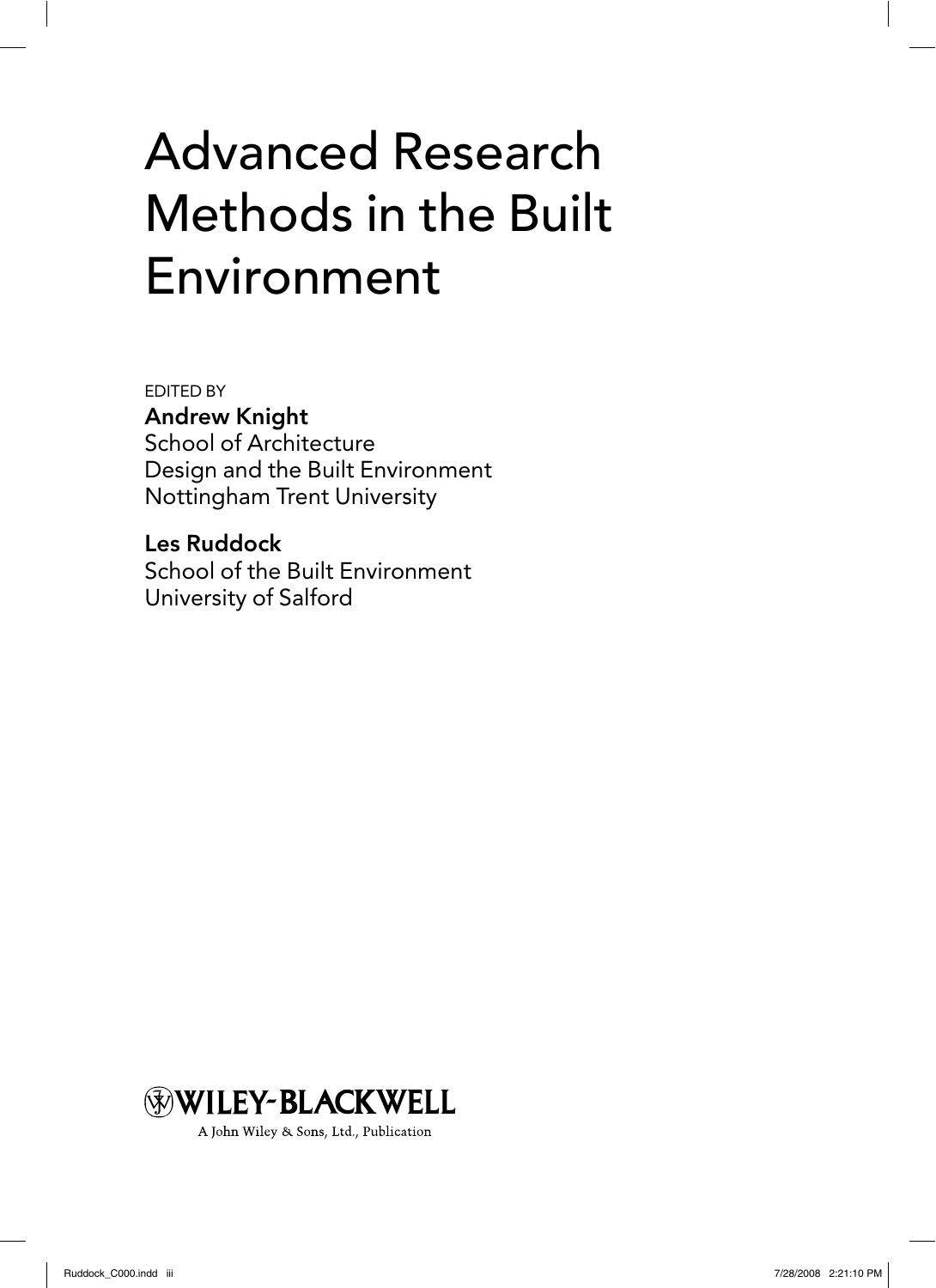# Advanced Research Methods in the Built Environment

EDITED BY

**Andrew Knight**
School of Architecture
Design and the Built Environment
Nottingham Trent University

**Les Ruddock**
School of the Built Environment
University of Salford

WILEY-BLACKWELL

A John Wiley & Sons, Ltd., Publication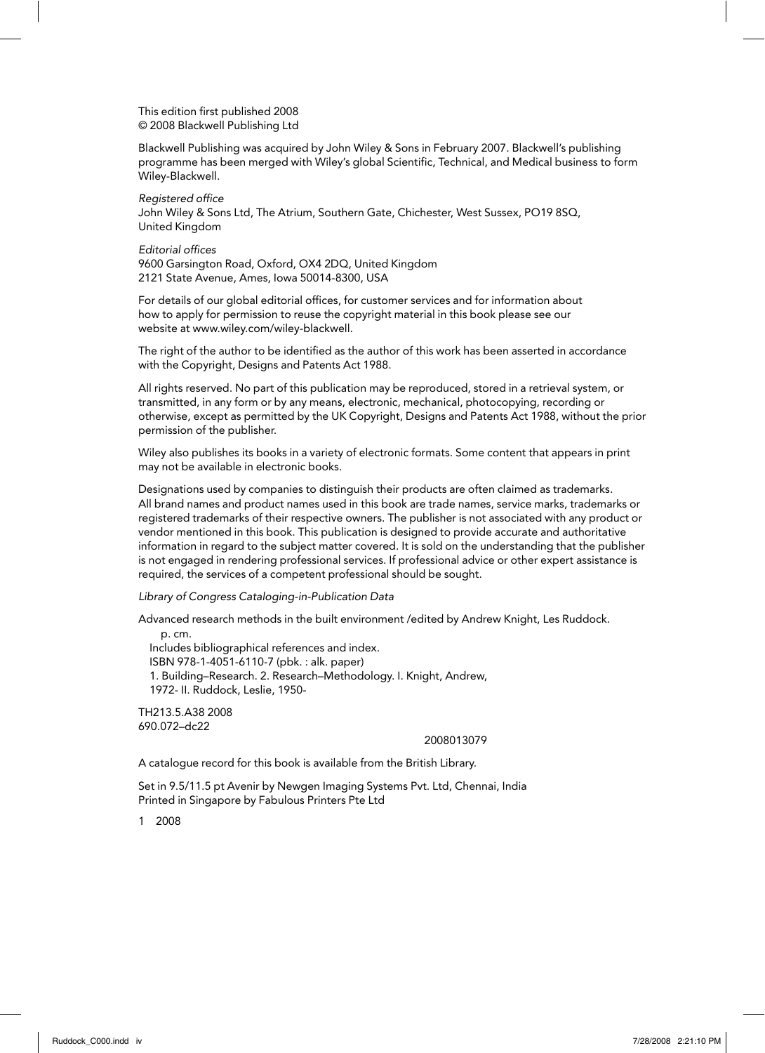This edition first published 2008
© 2008 Blackwell Publishing Ltd

Blackwell Publishing was acquired by John Wiley & Sons in February 2007. Blackwell's publishing programme has been merged with Wiley's global Scientific, Technical, and Medical business to form Wiley-Blackwell.

*Registered office*
John Wiley & Sons Ltd, The Atrium, Southern Gate, Chichester, West Sussex, PO19 8SQ, United Kingdom

*Editorial offices*
9600 Garsington Road, Oxford, OX4 2DQ, United Kingdom
2121 State Avenue, Ames, Iowa 50014-8300, USA

For details of our global editorial offices, for customer services and for information about how to apply for permission to reuse the copyright material in this book please see our website at www.wiley.com/wiley-blackwell.

The right of the author to be identified as the author of this work has been asserted in accordance with the Copyright, Designs and Patents Act 1988.

All rights reserved. No part of this publication may be reproduced, stored in a retrieval system, or transmitted, in any form or by any means, electronic, mechanical, photocopying, recording or otherwise, except as permitted by the UK Copyright, Designs and Patents Act 1988, without the prior permission of the publisher.

Wiley also publishes its books in a variety of electronic formats. Some content that appears in print may not be available in electronic books.

Designations used by companies to distinguish their products are often claimed as trademarks. All brand names and product names used in this book are trade names, service marks, trademarks or registered trademarks of their respective owners. The publisher is not associated with any product or vendor mentioned in this book. This publication is designed to provide accurate and authoritative information in regard to the subject matter covered. It is sold on the understanding that the publisher is not engaged in rendering professional services. If professional advice or other expert assistance is required, the services of a competent professional should be sought.

*Library of Congress Cataloging-in-Publication Data*

Advanced research methods in the built environment /edited by Andrew Knight, Les Ruddock.
p. cm.
Includes bibliographical references and index.
ISBN 978-1-4051-6110-7 (pbk. : alk. paper)
1. Building–Research. 2. Research–Methodology. I. Knight, Andrew, 1972- II. Ruddock, Leslie, 1950-

TH213.5.A38 2008
690.072–dc22

2008013079

A catalogue record for this book is available from the British Library.

Set in 9.5/11.5 pt Avenir by Newgen Imaging Systems Pvt. Ltd, Chennai, India
Printed in Singapore by Fabulous Printers Pte Ltd

1 2008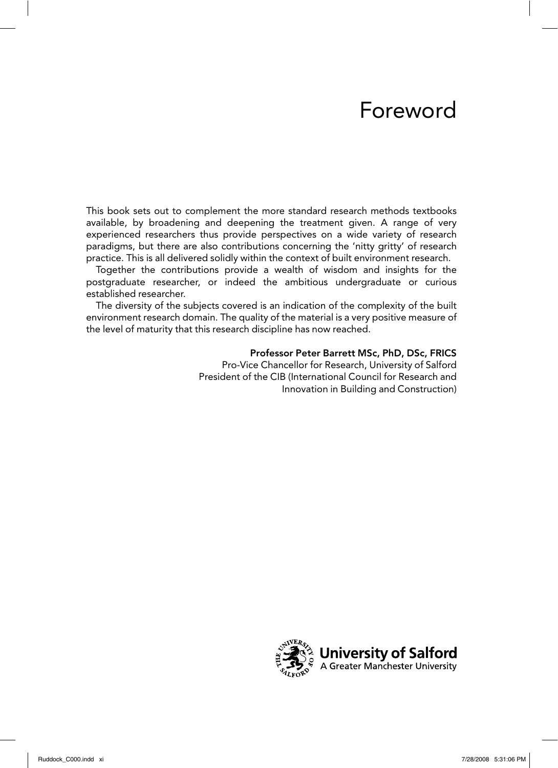# Foreword

This book sets out to complement the more standard research methods textbooks available, by broadening and deepening the treatment given. A range of very experienced researchers thus provide perspectives on a wide variety of research paradigms, but there are also contributions concerning the 'nitty gritty' of research practice. This is all delivered solidly within the context of built environment research.

Together the contributions provide a wealth of wisdom and insights for the postgraduate researcher, or indeed the ambitious undergraduate or curious established researcher.

The diversity of the subjects covered is an indication of the complexity of the built environment research domain. The quality of the material is a very positive measure of the level of maturity that this research discipline has now reached.

**Professor Peter Barrett MSc, PhD, DSc, FRICS**
Pro-Vice Chancellor for Research, University of Salford
President of the CIB (International Council for Research and Innovation in Building and Construction)

**University of Salford**
A Greater Manchester University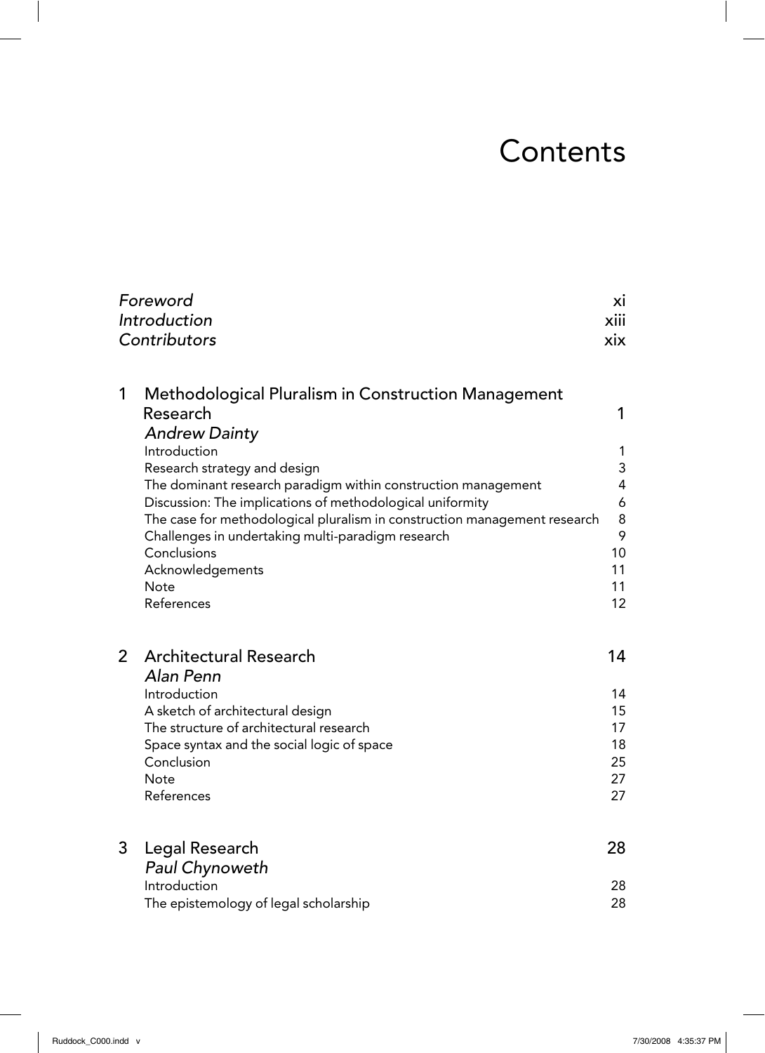# Contents

| | |
|---|---|
| *Foreword* | xi |
| *Introduction* | xiii |
| *Contributors* | xix |

## 1 Methodological Pluralism in Construction Management Research — 1

*Andrew Dainty*

| | |
|---|---|
| Introduction | 1 |
| Research strategy and design | 3 |
| The dominant research paradigm within construction management | 4 |
| Discussion: The implications of methodological uniformity | 6 |
| The case for methodological pluralism in construction management research | 8 |
| Challenges in undertaking multi-paradigm research | 9 |
| Conclusions | 10 |
| Acknowledgements | 11 |
| Note | 11 |
| References | 12 |

## 2 Architectural Research — 14

*Alan Penn*

| | |
|---|---|
| Introduction | 14 |
| A sketch of architectural design | 15 |
| The structure of architectural research | 17 |
| Space syntax and the social logic of space | 18 |
| Conclusion | 25 |
| Note | 27 |
| References | 27 |

## 3 Legal Research — 28

*Paul Chynoweth*

| | |
|---|---|
| Introduction | 28 |
| The epistemology of legal scholarship | 28 |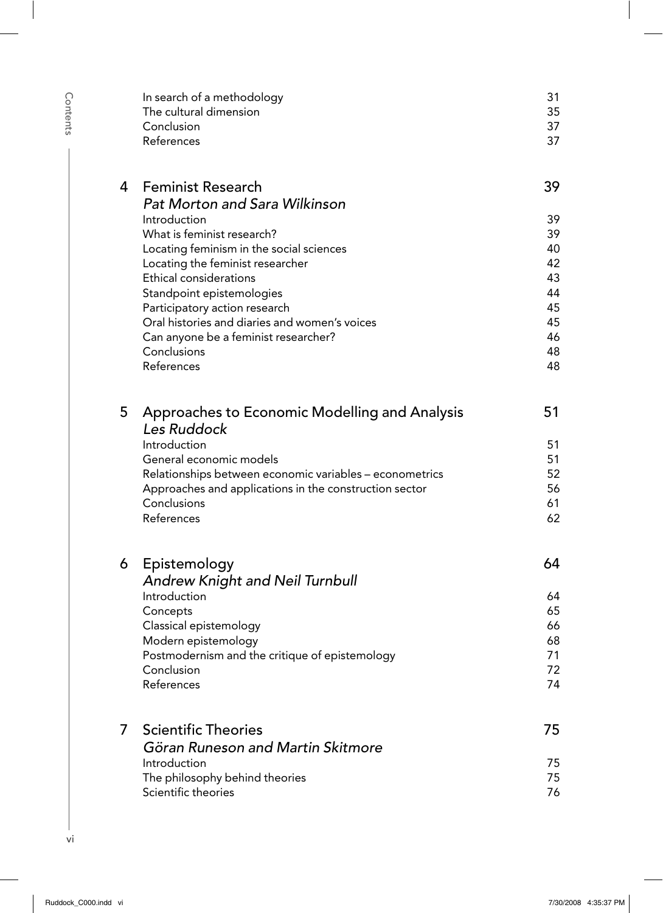| | | |
|---|---|---|
| | In search of a methodology | 31 |
| | The cultural dimension | 35 |
| | Conclusion | 37 |
| | References | 37 |
| **4** | **Feminist Research** | **39** |
| | *Pat Morton and Sara Wilkinson* | |
| | Introduction | 39 |
| | What is feminist research? | 39 |
| | Locating feminism in the social sciences | 40 |
| | Locating the feminist researcher | 42 |
| | Ethical considerations | 43 |
| | Standpoint epistemologies | 44 |
| | Participatory action research | 45 |
| | Oral histories and diaries and women's voices | 45 |
| | Can anyone be a feminist researcher? | 46 |
| | Conclusions | 48 |
| | References | 48 |
| **5** | **Approaches to Economic Modelling and Analysis** | **51** |
| | *Les Ruddock* | |
| | Introduction | 51 |
| | General economic models | 51 |
| | Relationships between economic variables – econometrics | 52 |
| | Approaches and applications in the construction sector | 56 |
| | Conclusions | 61 |
| | References | 62 |
| **6** | **Epistemology** | **64** |
| | *Andrew Knight and Neil Turnbull* | |
| | Introduction | 64 |
| | Concepts | 65 |
| | Classical epistemology | 66 |
| | Modern epistemology | 68 |
| | Postmodernism and the critique of epistemology | 71 |
| | Conclusion | 72 |
| | References | 74 |
| **7** | **Scientific Theories** | **75** |
| | *Göran Runeson and Martin Skitmore* | |
| | Introduction | 75 |
| | The philosophy behind theories | 75 |
| | Scientific theories | 76 |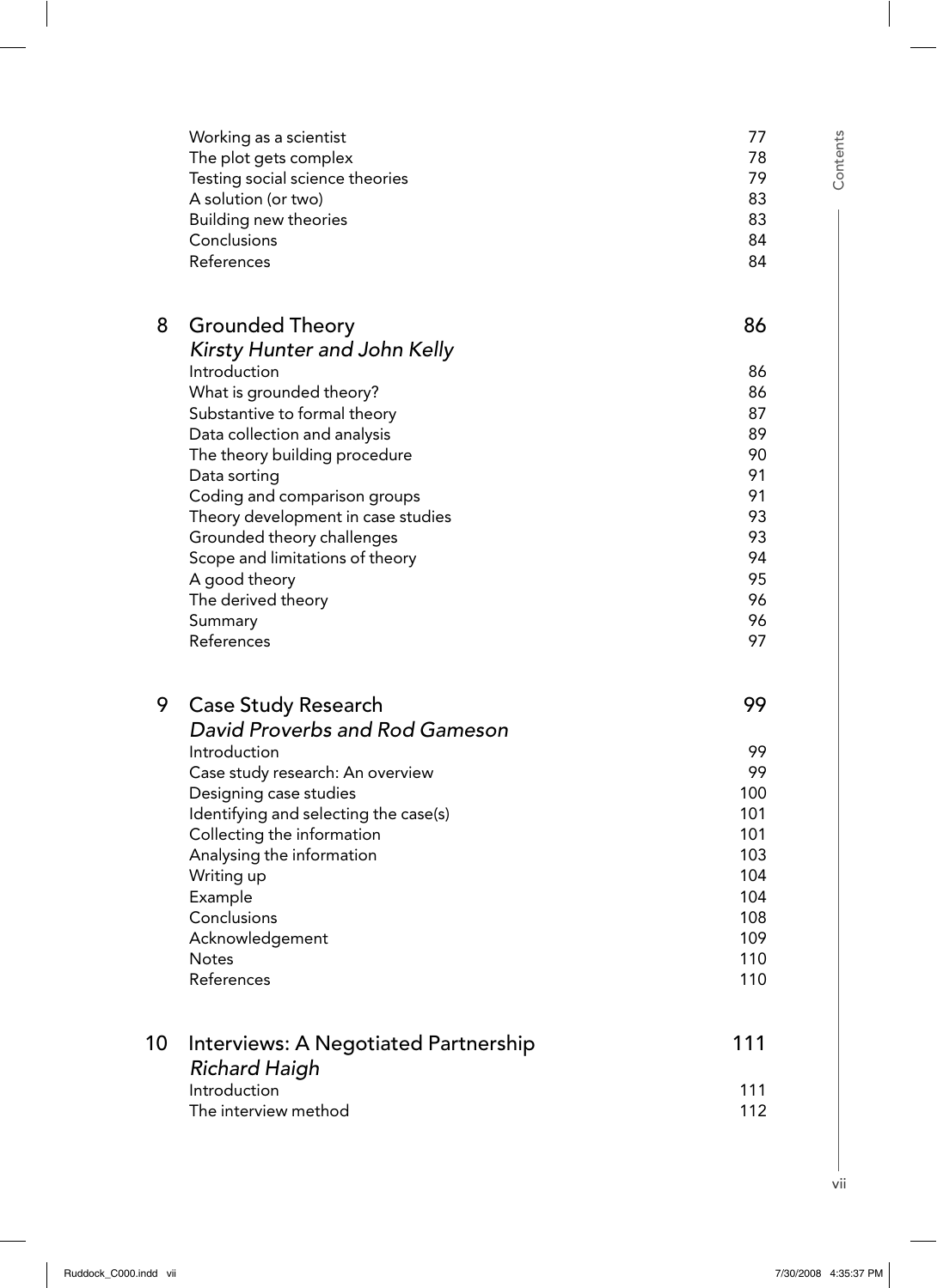| | |
|---|---|
| Working as a scientist | 77 |
| The plot gets complex | 78 |
| Testing social science theories | 79 |
| A solution (or two) | 83 |
| Building new theories | 83 |
| Conclusions | 84 |
| References | 84 |

## 8 Grounded Theory — 86

*Kirsty Hunter and John Kelly*

| | |
|---|---|
| Introduction | 86 |
| What is grounded theory? | 86 |
| Substantive to formal theory | 87 |
| Data collection and analysis | 89 |
| The theory building procedure | 90 |
| Data sorting | 91 |
| Coding and comparison groups | 91 |
| Theory development in case studies | 93 |
| Grounded theory challenges | 93 |
| Scope and limitations of theory | 94 |
| A good theory | 95 |
| The derived theory | 96 |
| Summary | 96 |
| References | 97 |

## 9 Case Study Research — 99

*David Proverbs and Rod Gameson*

| | |
|---|---|
| Introduction | 99 |
| Case study research: An overview | 99 |
| Designing case studies | 100 |
| Identifying and selecting the case(s) | 101 |
| Collecting the information | 101 |
| Analysing the information | 103 |
| Writing up | 104 |
| Example | 104 |
| Conclusions | 108 |
| Acknowledgement | 109 |
| Notes | 110 |
| References | 110 |

## 10 Interviews: A Negotiated Partnership — 111

*Richard Haigh*

| | |
|---|---|
| Introduction | 111 |
| The interview method | 112 |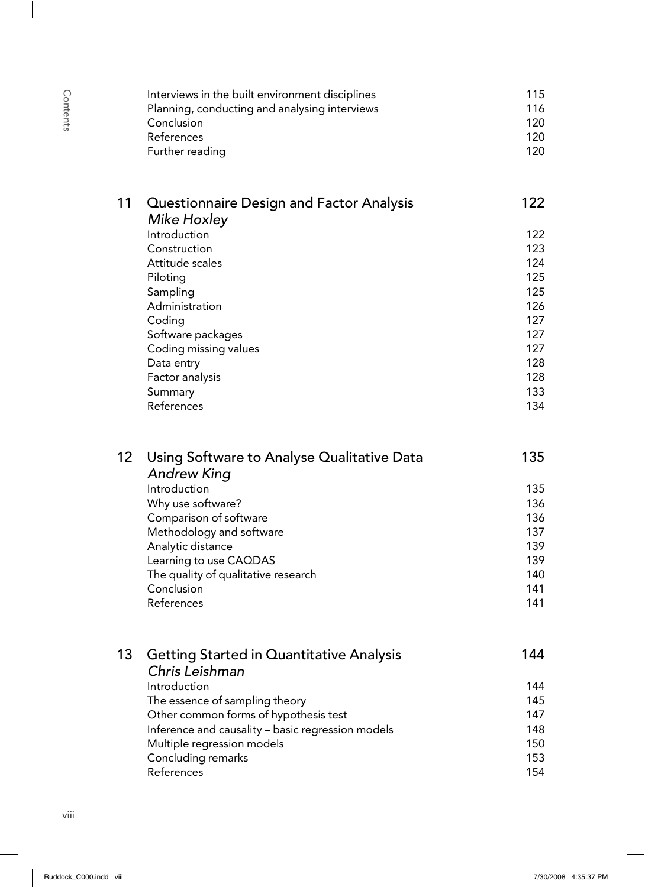| | | |
|---|---|---|
| | Interviews in the built environment disciplines | 115 |
| | Planning, conducting and analysing interviews | 116 |
| | Conclusion | 120 |
| | References | 120 |
| | Further reading | 120 |
| **11** | **Questionnaire Design and Factor Analysis** *Mike Hoxley* | **122** |
| | Introduction | 122 |
| | Construction | 123 |
| | Attitude scales | 124 |
| | Piloting | 125 |
| | Sampling | 125 |
| | Administration | 126 |
| | Coding | 127 |
| | Software packages | 127 |
| | Coding missing values | 127 |
| | Data entry | 128 |
| | Factor analysis | 128 |
| | Summary | 133 |
| | References | 134 |
| **12** | **Using Software to Analyse Qualitative Data** *Andrew King* | **135** |
| | Introduction | 135 |
| | Why use software? | 136 |
| | Comparison of software | 136 |
| | Methodology and software | 137 |
| | Analytic distance | 139 |
| | Learning to use CAQDAS | 139 |
| | The quality of qualitative research | 140 |
| | Conclusion | 141 |
| | References | 141 |
| **13** | **Getting Started in Quantitative Analysis** *Chris Leishman* | **144** |
| | Introduction | 144 |
| | The essence of sampling theory | 145 |
| | Other common forms of hypothesis test | 147 |
| | Inference and causality – basic regression models | 148 |
| | Multiple regression models | 150 |
| | Concluding remarks | 153 |
| | References | 154 |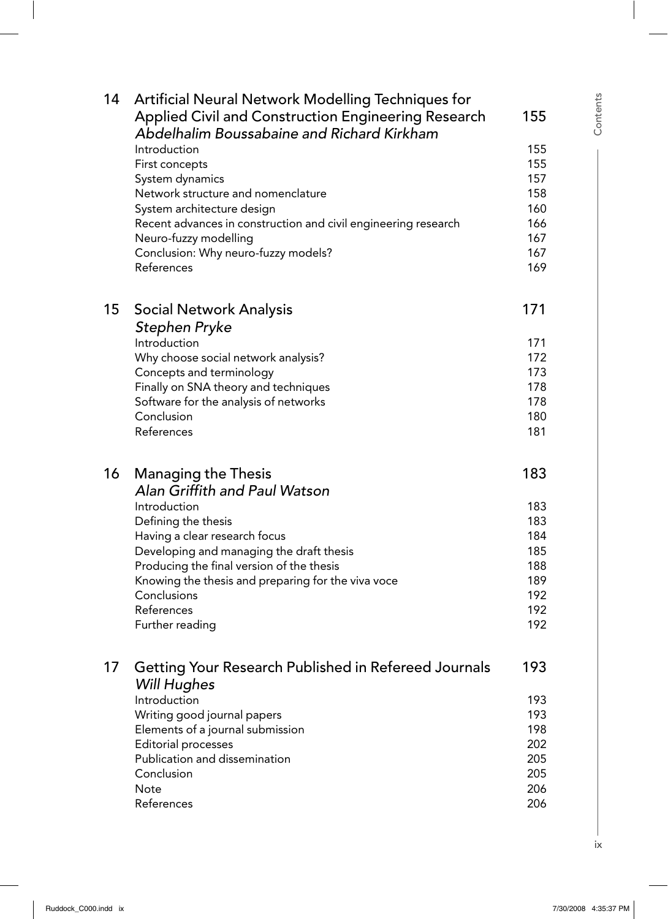| | | |
|---|---|---|
| **14** | **Artificial Neural Network Modelling Techniques for Applied Civil and Construction Engineering Research** | **155** |
| | *Abdelhalim Boussabaine and Richard Kirkham* | |
| | Introduction | 155 |
| | First concepts | 155 |
| | System dynamics | 157 |
| | Network structure and nomenclature | 158 |
| | System architecture design | 160 |
| | Recent advances in construction and civil engineering research | 166 |
| | Neuro-fuzzy modelling | 167 |
| | Conclusion: Why neuro-fuzzy models? | 167 |
| | References | 169 |
| **15** | **Social Network Analysis** | **171** |
| | *Stephen Pryke* | |
| | Introduction | 171 |
| | Why choose social network analysis? | 172 |
| | Concepts and terminology | 173 |
| | Finally on SNA theory and techniques | 178 |
| | Software for the analysis of networks | 178 |
| | Conclusion | 180 |
| | References | 181 |
| **16** | **Managing the Thesis** | **183** |
| | *Alan Griffith and Paul Watson* | |
| | Introduction | 183 |
| | Defining the thesis | 183 |
| | Having a clear research focus | 184 |
| | Developing and managing the draft thesis | 185 |
| | Producing the final version of the thesis | 188 |
| | Knowing the thesis and preparing for the viva voce | 189 |
| | Conclusions | 192 |
| | References | 192 |
| | Further reading | 192 |
| **17** | **Getting Your Research Published in Refereed Journals** | **193** |
| | *Will Hughes* | |
| | Introduction | 193 |
| | Writing good journal papers | 193 |
| | Elements of a journal submission | 198 |
| | Editorial processes | 202 |
| | Publication and dissemination | 205 |
| | Conclusion | 205 |
| | Note | 206 |
| | References | 206 |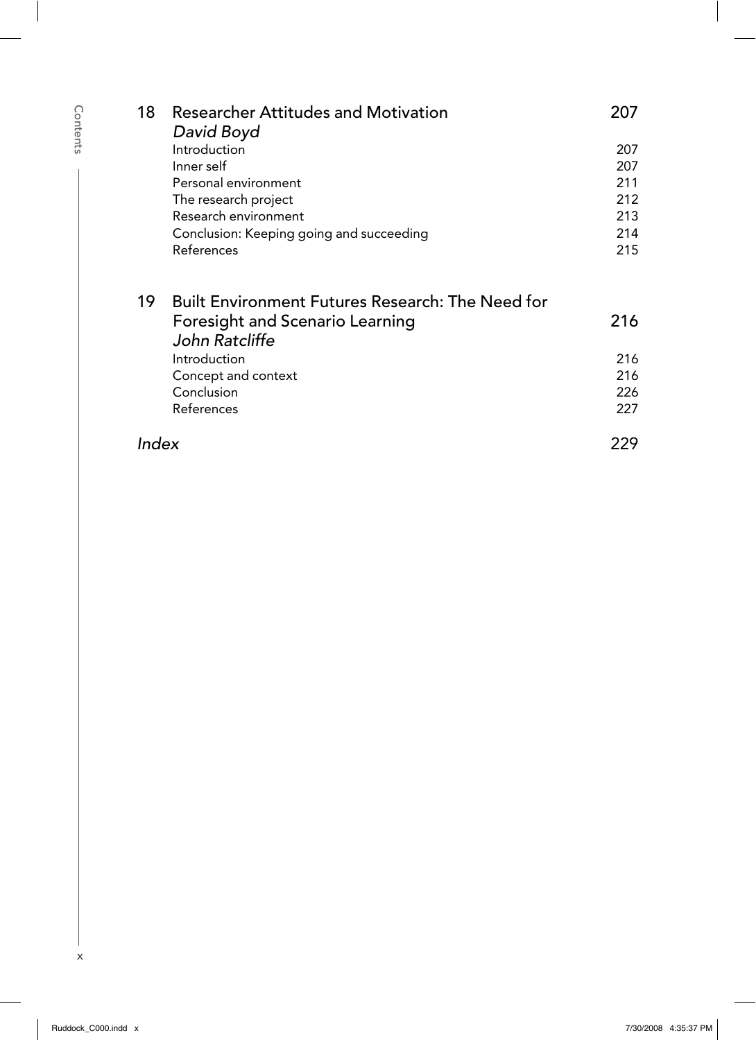18 Researcher Attitudes and Motivation 207
*David Boyd*

| | |
|---|---|
| Introduction | 207 |
| Inner self | 207 |
| Personal environment | 211 |
| The research project | 212 |
| Research environment | 213 |
| Conclusion: Keeping going and succeeding | 214 |
| References | 215 |

19 Built Environment Futures Research: The Need for Foresight and Scenario Learning 216
*John Ratcliffe*

| | |
|---|---|
| Introduction | 216 |
| Concept and context | 216 |
| Conclusion | 226 |
| References | 227 |

*Index* 229